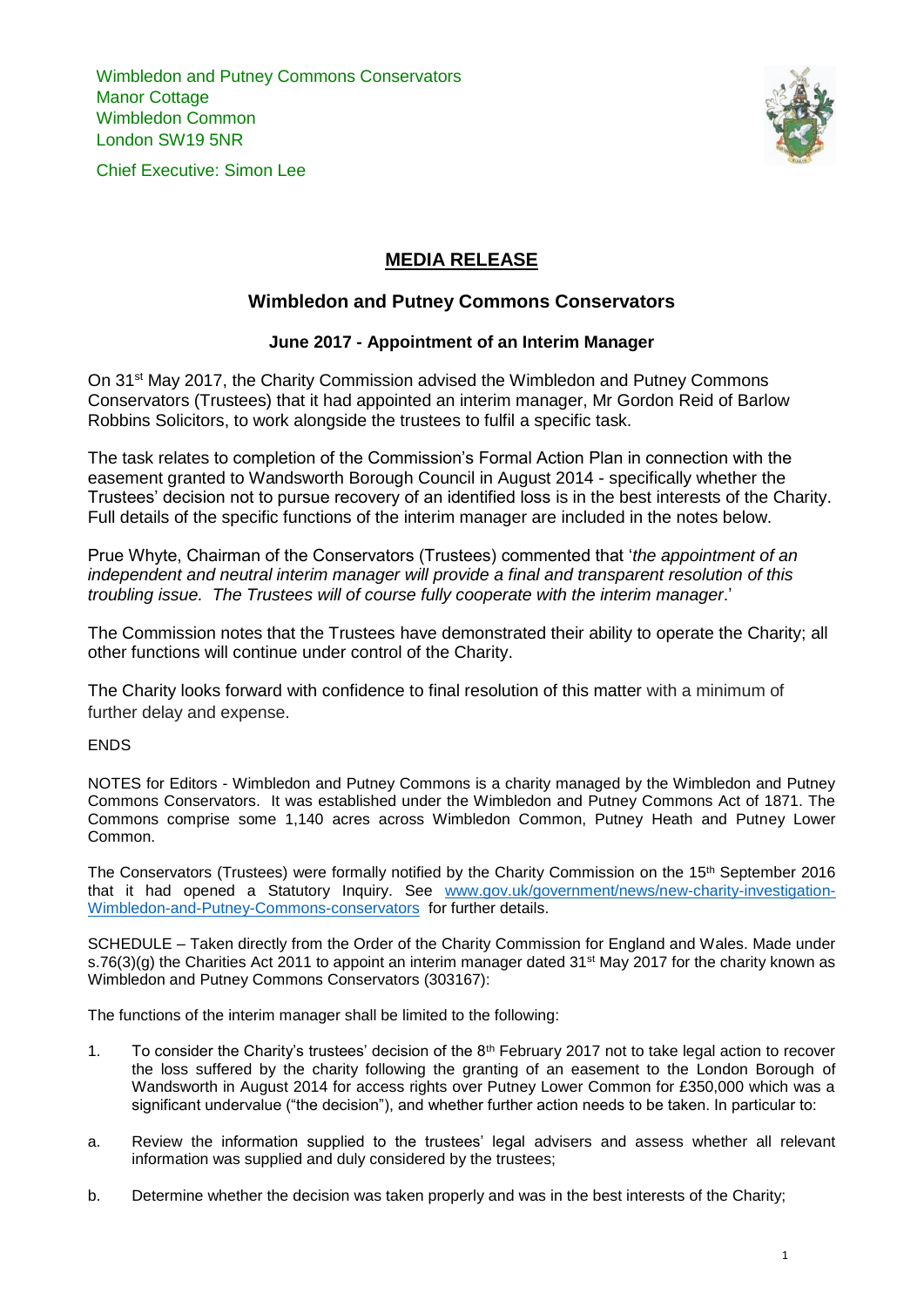Wimbledon and Putney Commons Conservators
Manor Cottage
Wimbledon Common
London SW19 5NR

Chief Executive: Simon Lee

# MEDIA RELEASE

## Wimbledon and Putney Commons Conservators

### June 2017 - Appointment of an Interim Manager

On 31st May 2017, the Charity Commission advised the Wimbledon and Putney Commons Conservators (Trustees) that it had appointed an interim manager, Mr Gordon Reid of Barlow Robbins Solicitors, to work alongside the trustees to fulfil a specific task.

The task relates to completion of the Commission's Formal Action Plan in connection with the easement granted to Wandsworth Borough Council in August 2014 - specifically whether the Trustees' decision not to pursue recovery of an identified loss is in the best interests of the Charity. Full details of the specific functions of the interim manager are included in the notes below.

Prue Whyte, Chairman of the Conservators (Trustees) commented that '*the appointment of an independent and neutral interim manager will provide a final and transparent resolution of this troubling issue. The Trustees will of course fully cooperate with the interim manager*.'

The Commission notes that the Trustees have demonstrated their ability to operate the Charity; all other functions will continue under control of the Charity.

The Charity looks forward with confidence to final resolution of this matter with a minimum of further delay and expense.

ENDS

NOTES for Editors - Wimbledon and Putney Commons is a charity managed by the Wimbledon and Putney Commons Conservators. It was established under the Wimbledon and Putney Commons Act of 1871. The Commons comprise some 1,140 acres across Wimbledon Common, Putney Heath and Putney Lower Common.

The Conservators (Trustees) were formally notified by the Charity Commission on the 15th September 2016 that it had opened a Statutory Inquiry. See [www.gov.uk/government/news/new-charity-investigation-Wimbledon-and-Putney-Commons-conservators](www.gov.uk/government/news/new-charity-investigation-Wimbledon-and-Putney-Commons-conservators) for further details.

SCHEDULE – Taken directly from the Order of the Charity Commission for England and Wales. Made under s.76(3)(g) the Charities Act 2011 to appoint an interim manager dated 31st May 2017 for the charity known as Wimbledon and Putney Commons Conservators (303167):

The functions of the interim manager shall be limited to the following:

1. To consider the Charity's trustees' decision of the 8th February 2017 not to take legal action to recover the loss suffered by the charity following the granting of an easement to the London Borough of Wandsworth in August 2014 for access rights over Putney Lower Common for £350,000 which was a significant undervalue ("the decision"), and whether further action needs to be taken. In particular to:

a. Review the information supplied to the trustees' legal advisers and assess whether all relevant information was supplied and duly considered by the trustees;

b. Determine whether the decision was taken properly and was in the best interests of the Charity;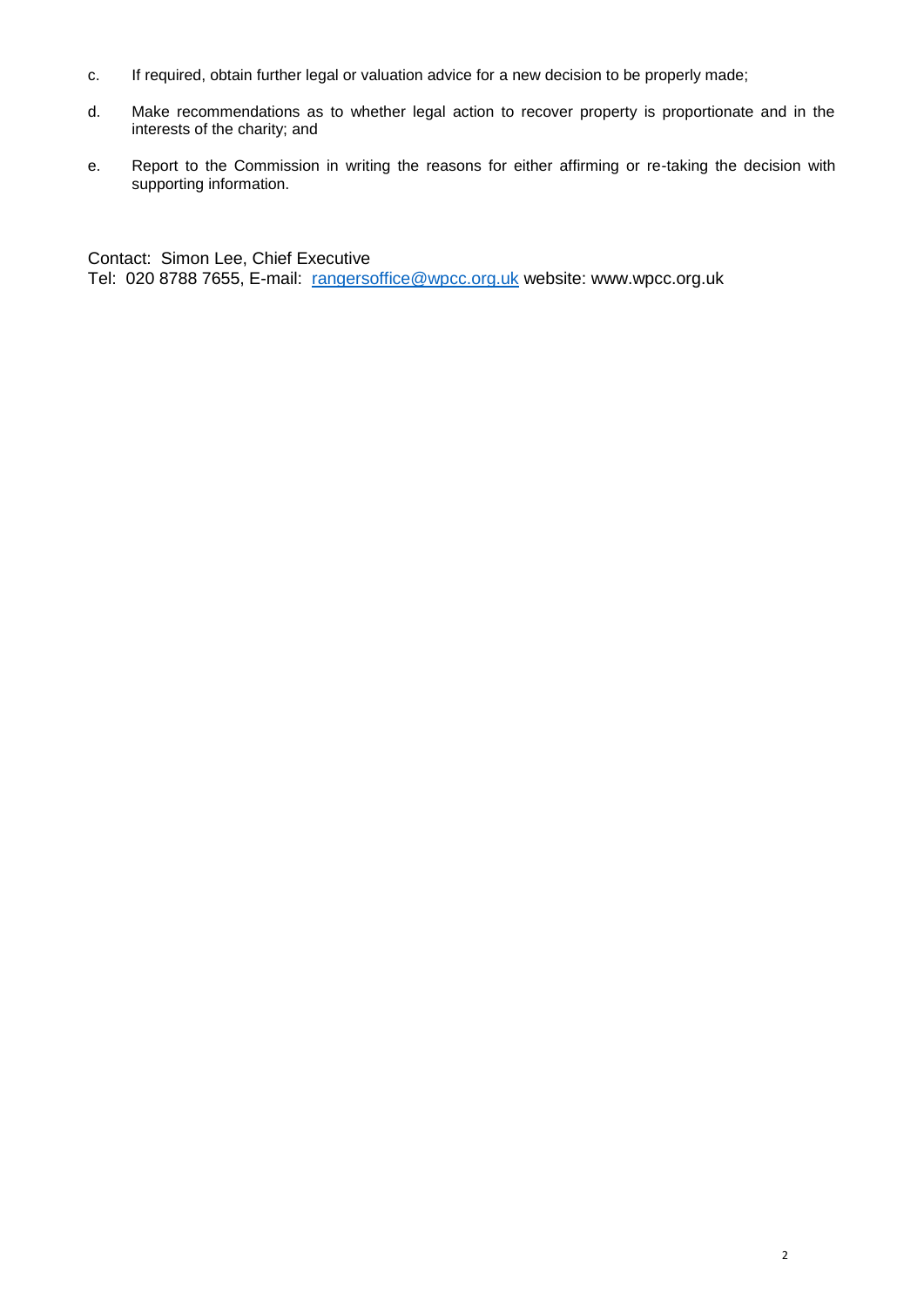c. If required, obtain further legal or valuation advice for a new decision to be properly made;

d. Make recommendations as to whether legal action to recover property is proportionate and in the interests of the charity; and

e. Report to the Commission in writing the reasons for either affirming or re-taking the decision with supporting information.

Contact: Simon Lee, Chief Executive
Tel: 020 8788 7655, E-mail: rangersoffice@wpcc.org.uk website: www.wpcc.org.uk